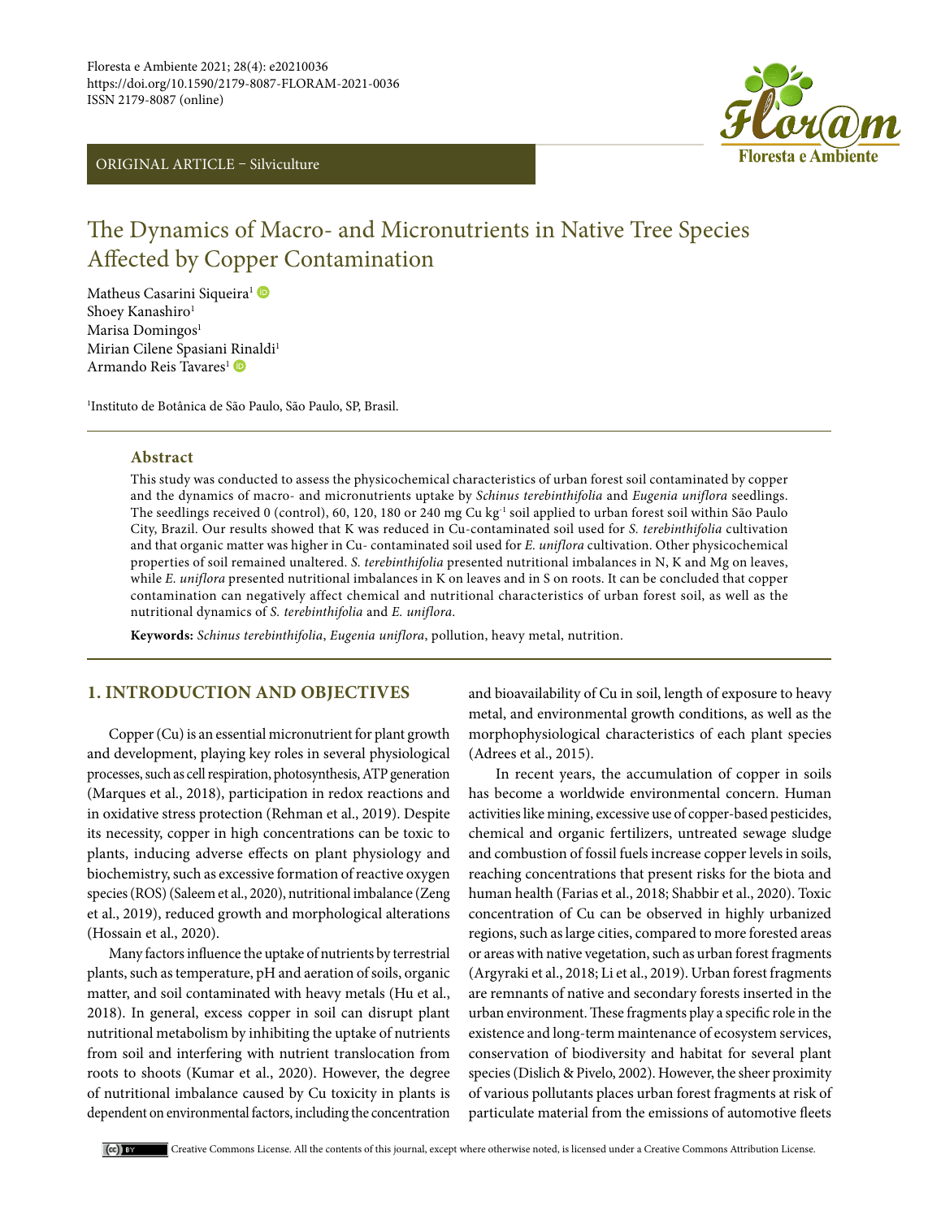Floresta e Ambiente 2021; 28(4): e20210036
https://doi.org/10.1590/2179-8087-FLORAM-2021-0036
ISSN 2179-8087 (online)

ORIGINAL ARTICLE – Silviculture

# The Dynamics of Macro- and Micronutrients in Native Tree Species Affected by Copper Contamination

Matheus Casarini Siqueira[1]
Shoey Kanashiro[1]
Marisa Domingos[1]
Mirian Cilene Spasiani Rinaldi[1]
Armando Reis Tavares[1]

[1]Instituto de Botânica de São Paulo, São Paulo, SP, Brasil.

## Abstract

This study was conducted to assess the physicochemical characteristics of urban forest soil contaminated by copper and the dynamics of macro- and micronutrients uptake by *Schinus terebinthifolia* and *Eugenia uniflora* seedlings. The seedlings received 0 (control), 60, 120, 180 or 240 mg Cu $kg^{-1}$ soil applied to urban forest soil within São Paulo City, Brazil. Our results showed that K was reduced in Cu-contaminated soil used for *S. terebinthifolia* cultivation and that organic matter was higher in Cu- contaminated soil used for *E. uniflora* cultivation. Other physicochemical properties of soil remained unaltered. *S. terebinthifolia* presented nutritional imbalances in N, K and Mg on leaves, while *E. uniflora* presented nutritional imbalances in K on leaves and in S on roots. It can be concluded that copper contamination can negatively affect chemical and nutritional characteristics of urban forest soil, as well as the nutritional dynamics of *S. terebinthifolia* and *E. uniflora*.

**Keywords:** *Schinus terebinthifolia*, *Eugenia uniflora*, pollution, heavy metal, nutrition.

## 1. INTRODUCTION AND OBJECTIVES

Copper (Cu) is an essential micronutrient for plant growth and development, playing key roles in several physiological processes, such as cell respiration, photosynthesis, ATP generation (Marques et al., 2018), participation in redox reactions and in oxidative stress protection (Rehman et al., 2019). Despite its necessity, copper in high concentrations can be toxic to plants, inducing adverse effects on plant physiology and biochemistry, such as excessive formation of reactive oxygen species (ROS) (Saleem et al., 2020), nutritional imbalance (Zeng et al., 2019), reduced growth and morphological alterations (Hossain et al., 2020).

Many factors influence the uptake of nutrients by terrestrial plants, such as temperature, pH and aeration of soils, organic matter, and soil contaminated with heavy metals (Hu et al., 2018). In general, excess copper in soil can disrupt plant nutritional metabolism by inhibiting the uptake of nutrients from soil and interfering with nutrient translocation from roots to shoots (Kumar et al., 2020). However, the degree of nutritional imbalance caused by Cu toxicity in plants is dependent on environmental factors, including the concentration and bioavailability of Cu in soil, length of exposure to heavy metal, and environmental growth conditions, as well as the morphophysiological characteristics of each plant species (Adrees et al., 2015).

In recent years, the accumulation of copper in soils has become a worldwide environmental concern. Human activities like mining, excessive use of copper-based pesticides, chemical and organic fertilizers, untreated sewage sludge and combustion of fossil fuels increase copper levels in soils, reaching concentrations that present risks for the biota and human health (Farias et al., 2018; Shabbir et al., 2020). Toxic concentration of Cu can be observed in highly urbanized regions, such as large cities, compared to more forested areas or areas with native vegetation, such as urban forest fragments (Argyraki et al., 2018; Li et al., 2019). Urban forest fragments are remnants of native and secondary forests inserted in the urban environment. These fragments play a specific role in the existence and long-term maintenance of ecosystem services, conservation of biodiversity and habitat for several plant species (Dislich & Pivelo, 2002). However, the sheer proximity of various pollutants places urban forest fragments at risk of particulate material from the emissions of automotive fleets

Creative Commons License. All the contents of this journal, except where otherwise noted, is licensed under a Creative Commons Attribution License.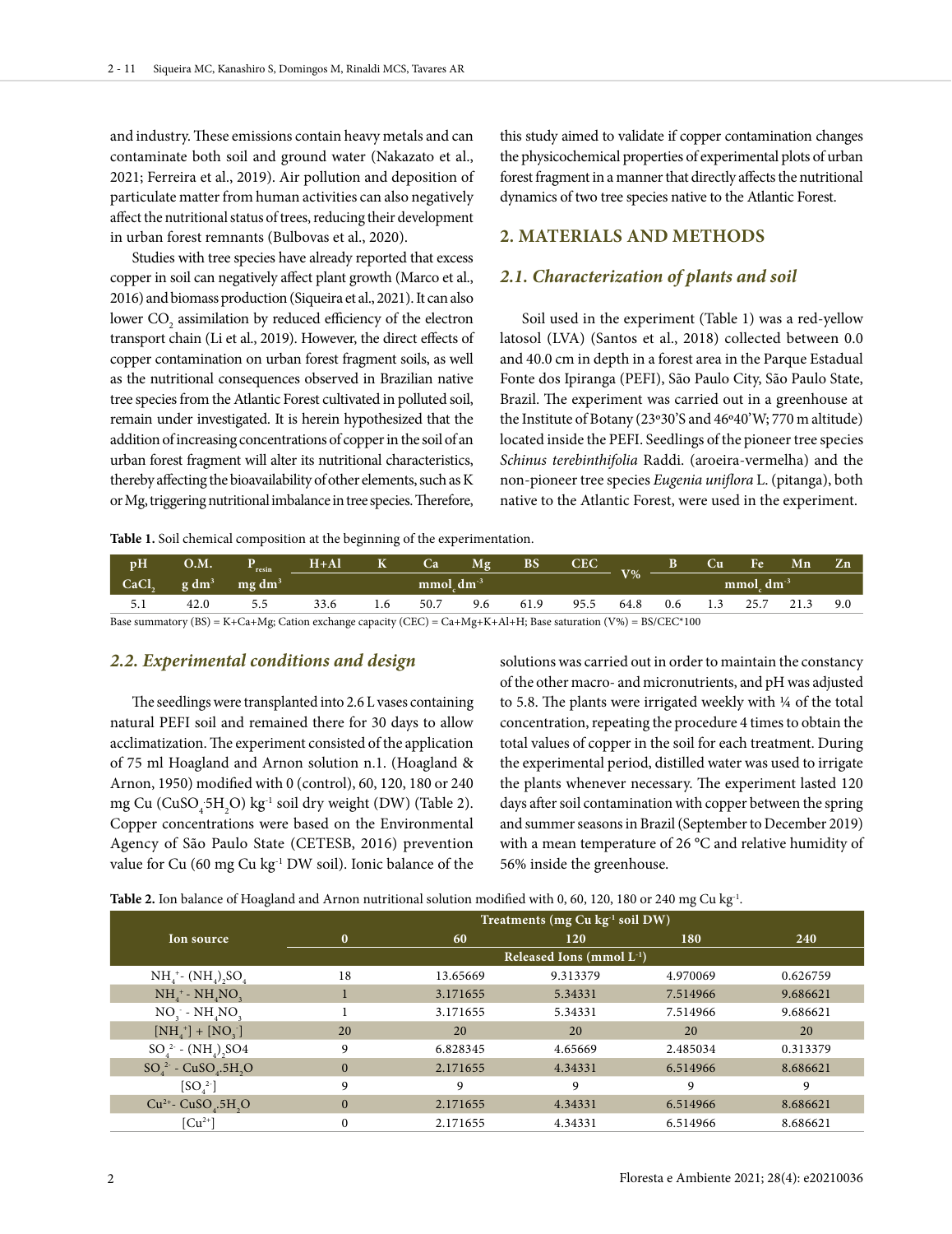and industry. These emissions contain heavy metals and can contaminate both soil and ground water (Nakazato et al., 2021; Ferreira et al., 2019). Air pollution and deposition of particulate matter from human activities can also negatively affect the nutritional status of trees, reducing their development in urban forest remnants (Bulbovas et al., 2020).

Studies with tree species have already reported that excess copper in soil can negatively affect plant growth (Marco et al., 2016) and biomass production (Siqueira et al., 2021). It can also lower $CO_2$ assimilation by reduced efficiency of the electron transport chain (Li et al., 2019). However, the direct effects of copper contamination on urban forest fragment soils, as well as the nutritional consequences observed in Brazilian native tree species from the Atlantic Forest cultivated in polluted soil, remain under investigated. It is herein hypothesized that the addition of increasing concentrations of copper in the soil of an urban forest fragment will alter its nutritional characteristics, thereby affecting the bioavailability of other elements, such as K or Mg, triggering nutritional imbalance in tree species. Therefore, this study aimed to validate if copper contamination changes the physicochemical properties of experimental plots of urban forest fragment in a manner that directly affects the nutritional dynamics of two tree species native to the Atlantic Forest.

## 2. MATERIALS AND METHODS

### *2.1. Characterization of plants and soil*

Soil used in the experiment (Table 1) was a red-yellow latosol (LVA) (Santos et al., 2018) collected between 0.0 and 40.0 cm in depth in a forest area in the Parque Estadual Fonte dos Ipiranga (PEFI), São Paulo City, São Paulo State, Brazil. The experiment was carried out in a greenhouse at the Institute of Botany (23º30'S and 46º40'W; 770 m altitude) located inside the PEFI. Seedlings of the pioneer tree species *Schinus terebinthifolia* Raddi. (aroeira-vermelha) and the non-pioneer tree species *Eugenia uniflora* L. (pitanga), both native to the Atlantic Forest, were used in the experiment.

**Table 1.** Soil chemical composition at the beginning of the experimentation.

| pH | O.M. | $P_{resin}$ | H+Al | K | Ca | Mg | BS | CEC | V% | B | Cu | Fe | Mn | Zn |
|---|---|---|---|---|---|---|---|---|---|---|---|---|---|---|
| $CaCl_2$ | g $dm^3$ | mg $dm^3$ | $mmol_c\ dm^{-3}$ | | | | | | | $mmol_c\ dm^{-3}$ | | | | |
| 5.1 | 42.0 | 5.5 | 33.6 | 1.6 | 50.7 | 9.6 | 61.9 | 95.5 | 64.8 | 0.6 | 1.3 | 25.7 | 21.3 | 9.0 |

Base summatory (BS) = K+Ca+Mg; Cation exchange capacity (CEC) = Ca+Mg+K+Al+H; Base saturation (V%) = BS/CEC*100

### *2.2. Experimental conditions and design*

The seedlings were transplanted into 2.6 L vases containing natural PEFI soil and remained there for 30 days to allow acclimatization. The experiment consisted of the application of 75 ml Hoagland and Arnon solution n.1. (Hoagland & Arnon, 1950) modified with 0 (control), 60, 120, 180 or 240 mg Cu ($CuSO_4 \cdot 5H_2O$) $kg^{-1}$ soil dry weight (DW) (Table 2). Copper concentrations were based on the Environmental Agency of São Paulo State (CETESB, 2016) prevention value for Cu (60 mg Cu $kg^{-1}$ DW soil). Ionic balance of the solutions was carried out in order to maintain the constancy of the other macro- and micronutrients, and pH was adjusted to 5.8. The plants were irrigated weekly with ¼ of the total concentration, repeating the procedure 4 times to obtain the total values of copper in the soil for each treatment. During the experimental period, distilled water was used to irrigate the plants whenever necessary. The experiment lasted 120 days after soil contamination with copper between the spring and summer seasons in Brazil (September to December 2019) with a mean temperature of 26 °C and relative humidity of 56% inside the greenhouse.

**Table 2.** Ion balance of Hoagland and Arnon nutritional solution modified with 0, 60, 120, 180 or 240 mg Cu $kg^{-1}$.

| Ion source | Treatments (mg Cu $kg^{-1}$ soil DW) | | | | |
|---|---|---|---|---|---|
| | 0 | 60 | 120 | 180 | 240 |
| | Released Ions (mmol $L^{-1}$) | | | | |
| $NH_4^+$ - $(NH_4)_2SO_4$ | 18 | 13.65669 | 9.313379 | 4.970069 | 0.626759 |
| $NH_4^+$ - $NH_4NO_3$ | 1 | 3.171655 | 5.34331 | 7.514966 | 9.686621 |
| $NO_3^-$ - $NH_4NO_3$ | 1 | 3.171655 | 5.34331 | 7.514966 | 9.686621 |
| $[NH_4^+]$ + $[NO_3^-]$ | 20 | 20 | 20 | 20 | 20 |
| $SO_4^{2-}$ - $(NH_4)_2SO4$ | 9 | 6.828345 | 4.65669 | 2.485034 | 0.313379 |
| $SO_4^{2-}$ - $CuSO_4.5H_2O$ | 0 | 2.171655 | 4.34331 | 6.514966 | 8.686621 |
| $[SO_4^{2-}]$ | 9 | 9 | 9 | 9 | 9 |
| $Cu^{2+}$ - $CuSO_4.5H_2O$ | 0 | 2.171655 | 4.34331 | 6.514966 | 8.686621 |
| $[Cu^{2+}]$ | 0 | 2.171655 | 4.34331 | 6.514966 | 8.686621 |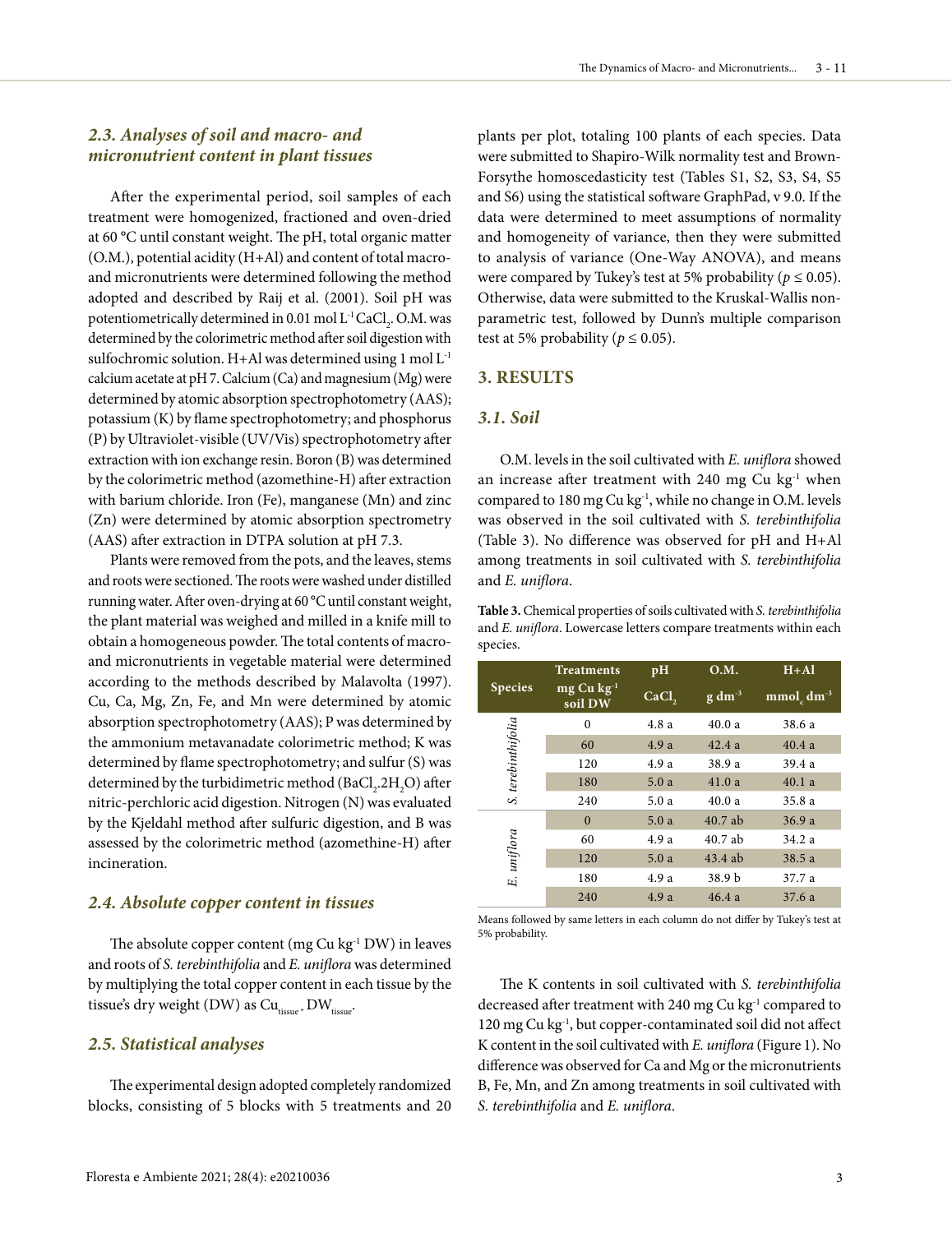### 2.3. Analyses of soil and macro- and micronutrient content in plant tissues

After the experimental period, soil samples of each treatment were homogenized, fractioned and oven-dried at 60 °C until constant weight. The pH, total organic matter (O.M.), potential acidity (H+Al) and content of total macro- and micronutrients were determined following the method adopted and described by Raij et al. (2001). Soil pH was potentiometrically determined in 0.01 mol $L^{-1}$ $CaCl_2$. O.M. was determined by the colorimetric method after soil digestion with sulfochromic solution. H+Al was determined using 1 mol $L^{-1}$ calcium acetate at pH 7. Calcium (Ca) and magnesium (Mg) were determined by atomic absorption spectrophotometry (AAS); potassium (K) by flame spectrophotometry; and phosphorus (P) by Ultraviolet-visible (UV/Vis) spectrophotometry after extraction with ion exchange resin. Boron (B) was determined by the colorimetric method (azomethine-H) after extraction with barium chloride. Iron (Fe), manganese (Mn) and zinc (Zn) were determined by atomic absorption spectrometry (AAS) after extraction in DTPA solution at pH 7.3.

Plants were removed from the pots, and the leaves, stems and roots were sectioned. The roots were washed under distilled running water. After oven-drying at 60 °C until constant weight, the plant material was weighed and milled in a knife mill to obtain a homogeneous powder. The total contents of macro- and micronutrients in vegetable material were determined according to the methods described by Malavolta (1997). Cu, Ca, Mg, Zn, Fe, and Mn were determined by atomic absorption spectrophotometry (AAS); P was determined by the ammonium metavanadate colorimetric method; K was determined by flame spectrophotometry; and sulfur (S) was determined by the turbidimetric method ($BaCl_2.2H_2O$) after nitric-perchloric acid digestion. Nitrogen (N) was evaluated by the Kjeldahl method after sulfuric digestion, and B was assessed by the colorimetric method (azomethine-H) after incineration.

### 2.4. Absolute copper content in tissues

The absolute copper content (mg Cu $kg^{-1}$ DW) in leaves and roots of *S. terebinthifolia* and *E. uniflora* was determined by multiplying the total copper content in each tissue by the tissue's dry weight (DW) as $Cu_{tissue} \cdot DW_{tissue}$.

### 2.5. Statistical analyses

The experimental design adopted completely randomized blocks, consisting of 5 blocks with 5 treatments and 20 plants per plot, totaling 100 plants of each species. Data were submitted to Shapiro-Wilk normality test and Brown-Forsythe homoscedasticity test (Tables S1, S2, S3, S4, S5 and S6) using the statistical software GraphPad, v 9.0. If the data were determined to meet assumptions of normality and homogeneity of variance, then they were submitted to analysis of variance (One-Way ANOVA), and means were compared by Tukey's test at 5% probability ($p \leq 0.05$). Otherwise, data were submitted to the Kruskal-Wallis non-parametric test, followed by Dunn's multiple comparison test at 5% probability ($p \leq 0.05$).

## 3. RESULTS

### 3.1. Soil

O.M. levels in the soil cultivated with *E. uniflora* showed an increase after treatment with 240 mg Cu $kg^{-1}$ when compared to 180 mg Cu $kg^{-1}$, while no change in O.M. levels was observed in the soil cultivated with *S. terebinthifolia* (Table 3). No difference was observed for pH and H+Al among treatments in soil cultivated with *S. terebinthifolia* and *E. uniflora*.

**Table 3.** Chemical properties of soils cultivated with *S. terebinthifolia* and *E. uniflora*. Lowercase letters compare treatments within each species.

| Species | Treatments mg Cu $kg^{-1}$ soil DW | pH $CaCl_2$ | O.M. g $dm^{-3}$ | H+Al $mmol_c$ $dm^{-3}$ |
|---|---|---|---|---|
| *S. terebinthifolia* | 0 | 4.8 a | 40.0 a | 38.6 a |
| | 60 | 4.9 a | 42.4 a | 40.4 a |
| | 120 | 4.9 a | 38.9 a | 39.4 a |
| | 180 | 5.0 a | 41.0 a | 40.1 a |
| | 240 | 5.0 a | 40.0 a | 35.8 a |
| *E. uniflora* | 0 | 5.0 a | 40.7 ab | 36.9 a |
| | 60 | 4.9 a | 40.7 ab | 34.2 a |
| | 120 | 5.0 a | 43.4 ab | 38.5 a |
| | 180 | 4.9 a | 38.9 b | 37.7 a |
| | 240 | 4.9 a | 46.4 a | 37.6 a |

Means followed by same letters in each column do not differ by Tukey's test at 5% probability.

The K contents in soil cultivated with *S. terebinthifolia* decreased after treatment with 240 mg Cu $kg^{-1}$ compared to 120 mg Cu $kg^{-1}$, but copper-contaminated soil did not affect K content in the soil cultivated with *E. uniflora* (Figure 1). No difference was observed for Ca and Mg or the micronutrients B, Fe, Mn, and Zn among treatments in soil cultivated with *S. terebinthifolia* and *E. uniflora*.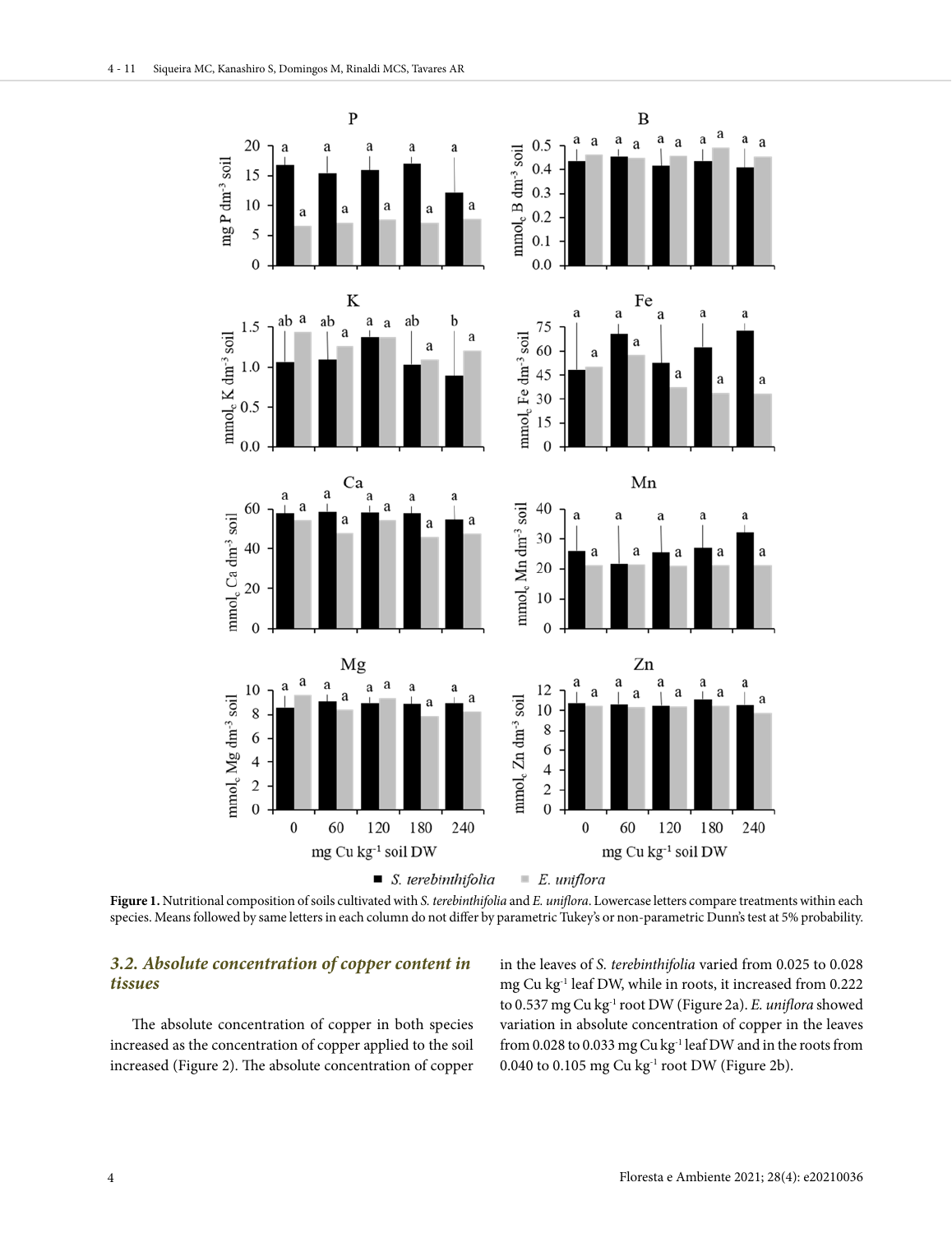**Figure 1.** Nutritional composition of soils cultivated with *S. terebinthifolia* and *E. uniflora*. Lowercase letters compare treatments within each species. Means followed by same letters in each column do not differ by parametric Tukey's or non-parametric Dunn's test at 5% probability.

### *3.2. Absolute concentration of copper content in tissues*

The absolute concentration of copper in both species increased as the concentration of copper applied to the soil increased (Figure 2). The absolute concentration of copper in the leaves of *S. terebinthifolia* varied from 0.025 to 0.028 mg Cu kg$^{-1}$ leaf DW, while in roots, it increased from 0.222 to 0.537 mg Cu kg$^{-1}$ root DW (Figure 2a). *E. uniflora* showed variation in absolute concentration of copper in the leaves from 0.028 to 0.033 mg Cu kg$^{-1}$ leaf DW and in the roots from 0.040 to 0.105 mg Cu kg$^{-1}$ root DW (Figure 2b).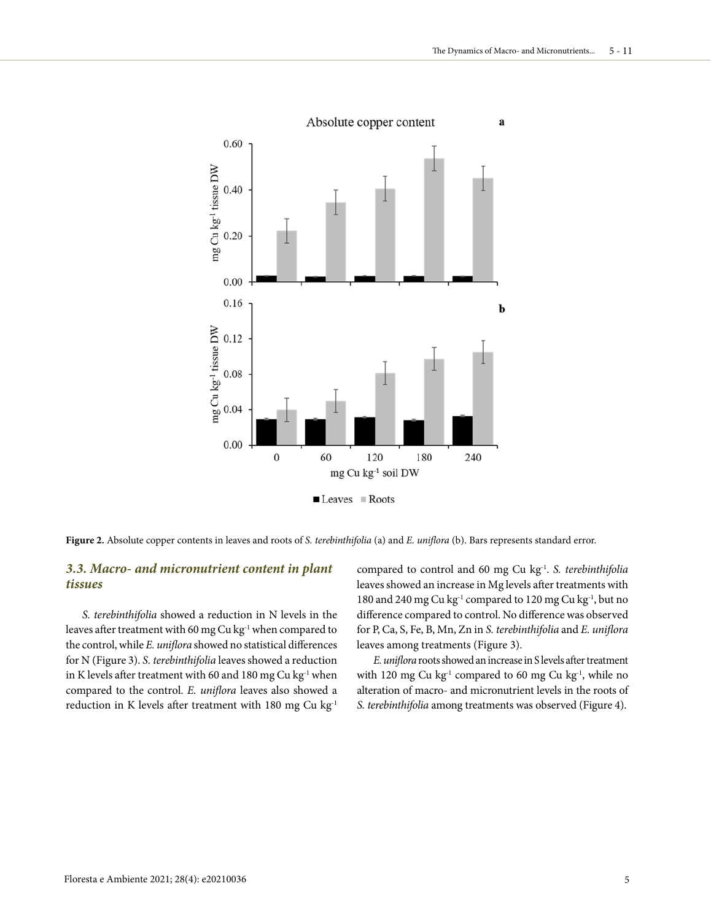Figure 2. Absolute copper contents in leaves and roots of *S. terebinthifolia* (a) and *E. uniflora* (b). Bars represents standard error.

### *3.3. Macro- and micronutrient content in plant tissues*

*S. terebinthifolia* showed a reduction in N levels in the leaves after treatment with 60 mg Cu kg$^{-1}$ when compared to the control, while *E. uniflora* showed no statistical differences for N (Figure 3). *S. terebinthifolia* leaves showed a reduction in K levels after treatment with 60 and 180 mg Cu kg$^{-1}$ when compared to the control. *E. uniflora* leaves also showed a reduction in K levels after treatment with 180 mg Cu kg$^{-1}$ compared to control and 60 mg Cu kg$^{-1}$. *S. terebinthifolia* leaves showed an increase in Mg levels after treatments with 180 and 240 mg Cu kg$^{-1}$ compared to 120 mg Cu kg$^{-1}$, but no difference compared to control. No difference was observed for P, Ca, S, Fe, B, Mn, Zn in *S. terebinthifolia* and *E. uniflora* leaves among treatments (Figure 3).

*E. uniflora* roots showed an increase in S levels after treatment with 120 mg Cu kg$^{-1}$ compared to 60 mg Cu kg$^{-1}$, while no alteration of macro- and micronutrient levels in the roots of *S. terebinthifolia* among treatments was observed (Figure 4).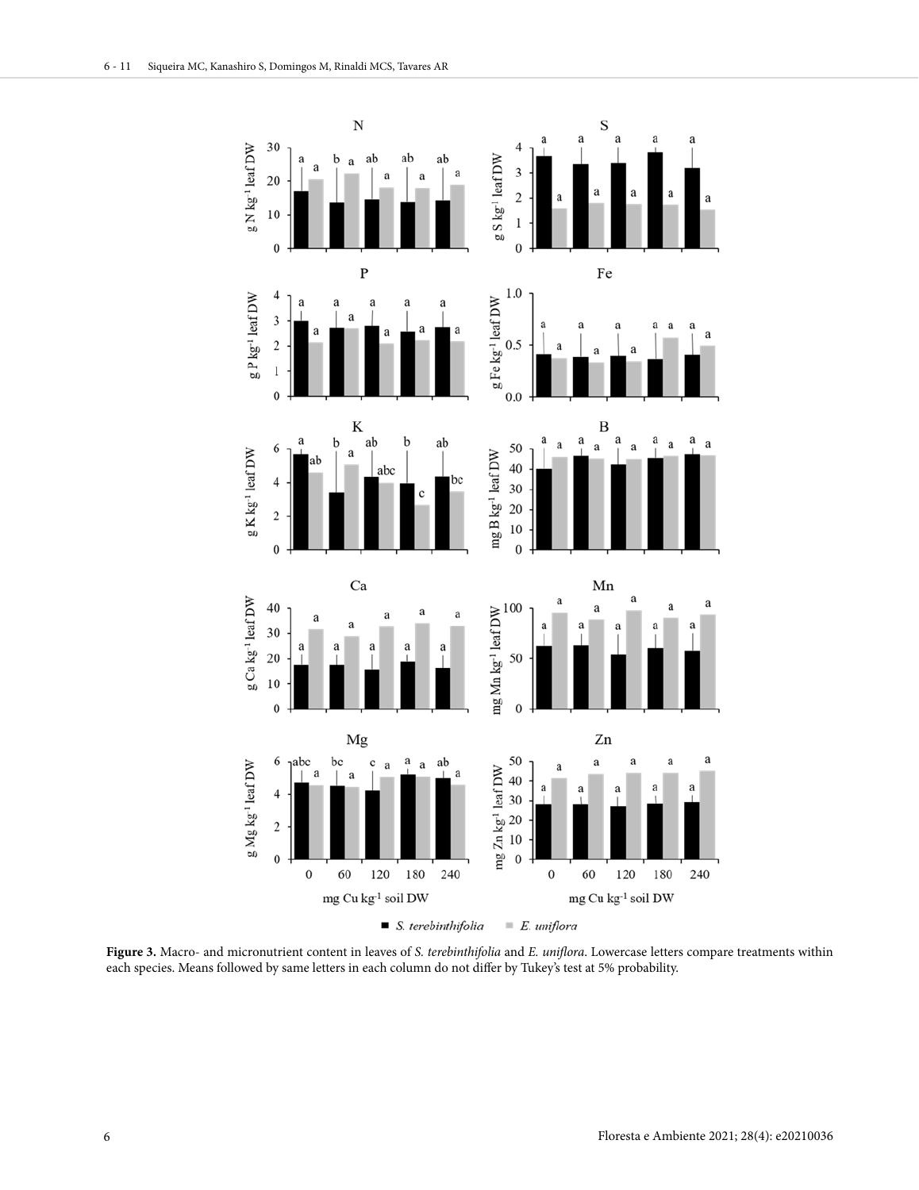**Figure 3.** Macro- and micronutrient content in leaves of *S. terebinthifolia* and *E. uniflora*. Lowercase letters compare treatments within each species. Means followed by same letters in each column do not differ by Tukey's test at 5% probability.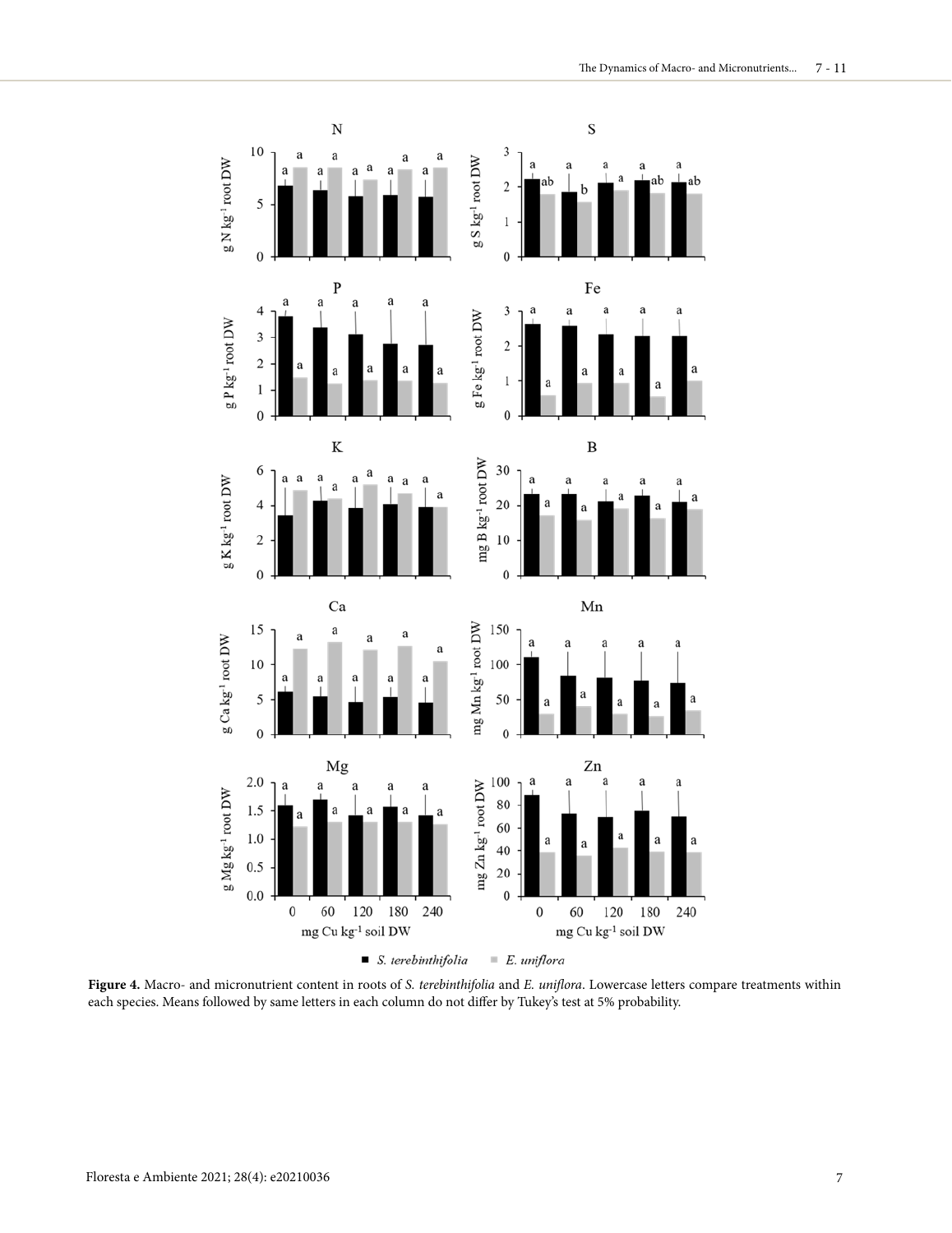**Figure 4.** Macro- and micronutrient content in roots of *S. terebinthifolia* and *E. uniflora*. Lowercase letters compare treatments within each species. Means followed by same letters in each column do not differ by Tukey's test at 5% probability.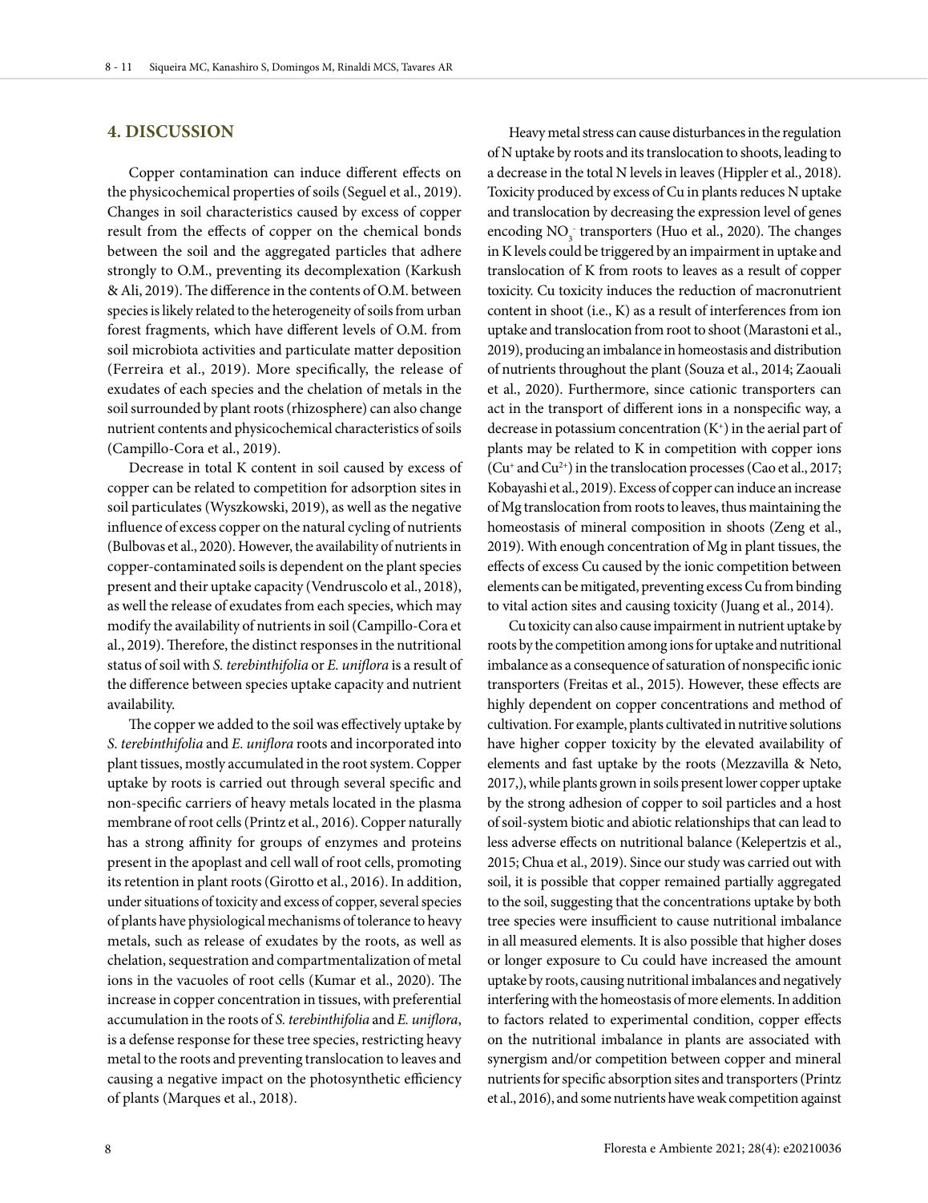## 4. DISCUSSION

Copper contamination can induce different effects on the physicochemical properties of soils (Seguel et al., 2019). Changes in soil characteristics caused by excess of copper result from the effects of copper on the chemical bonds between the soil and the aggregated particles that adhere strongly to O.M., preventing its decomplexation (Karkush & Ali, 2019). The difference in the contents of O.M. between species is likely related to the heterogeneity of soils from urban forest fragments, which have different levels of O.M. from soil microbiota activities and particulate matter deposition (Ferreira et al., 2019). More specifically, the release of exudates of each species and the chelation of metals in the soil surrounded by plant roots (rhizosphere) can also change nutrient contents and physicochemical characteristics of soils (Campillo-Cora et al., 2019).

Decrease in total K content in soil caused by excess of copper can be related to competition for adsorption sites in soil particulates (Wyszkowski, 2019), as well as the negative influence of excess copper on the natural cycling of nutrients (Bulbovas et al., 2020). However, the availability of nutrients in copper-contaminated soils is dependent on the plant species present and their uptake capacity (Vendruscolo et al., 2018), as well the release of exudates from each species, which may modify the availability of nutrients in soil (Campillo-Cora et al., 2019). Therefore, the distinct responses in the nutritional status of soil with *S. terebinthifolia* or *E. uniflora* is a result of the difference between species uptake capacity and nutrient availability.

The copper we added to the soil was effectively uptake by *S. terebinthifolia* and *E. uniflora* roots and incorporated into plant tissues, mostly accumulated in the root system. Copper uptake by roots is carried out through several specific and non-specific carriers of heavy metals located in the plasma membrane of root cells (Printz et al., 2016). Copper naturally has a strong affinity for groups of enzymes and proteins present in the apoplast and cell wall of root cells, promoting its retention in plant roots (Girotto et al., 2016). In addition, under situations of toxicity and excess of copper, several species of plants have physiological mechanisms of tolerance to heavy metals, such as release of exudates by the roots, as well as chelation, sequestration and compartmentalization of metal ions in the vacuoles of root cells (Kumar et al., 2020). The increase in copper concentration in tissues, with preferential accumulation in the roots of *S. terebinthifolia* and *E. uniflora*, is a defense response for these tree species, restricting heavy metal to the roots and preventing translocation to leaves and causing a negative impact on the photosynthetic efficiency of plants (Marques et al., 2018).

Heavy metal stress can cause disturbances in the regulation of N uptake by roots and its translocation to shoots, leading to a decrease in the total N levels in leaves (Hippler et al., 2018). Toxicity produced by excess of Cu in plants reduces N uptake and translocation by decreasing the expression level of genes encoding $NO_3^-$ transporters (Huo et al., 2020). The changes in K levels could be triggered by an impairment in uptake and translocation of K from roots to leaves as a result of copper toxicity. Cu toxicity induces the reduction of macronutrient content in shoot (i.e., K) as a result of interferences from ion uptake and translocation from root to shoot (Marastoni et al., 2019), producing an imbalance in homeostasis and distribution of nutrients throughout the plant (Souza et al., 2014; Zaouali et al., 2020). Furthermore, since cationic transporters can act in the transport of different ions in a nonspecific way, a decrease in potassium concentration ($K^+$) in the aerial part of plants may be related to K in competition with copper ions ($Cu^+$ and $Cu^{2+}$) in the translocation processes (Cao et al., 2017; Kobayashi et al., 2019). Excess of copper can induce an increase of Mg translocation from roots to leaves, thus maintaining the homeostasis of mineral composition in shoots (Zeng et al., 2019). With enough concentration of Mg in plant tissues, the effects of excess Cu caused by the ionic competition between elements can be mitigated, preventing excess Cu from binding to vital action sites and causing toxicity (Juang et al., 2014).

Cu toxicity can also cause impairment in nutrient uptake by roots by the competition among ions for uptake and nutritional imbalance as a consequence of saturation of nonspecific ionic transporters (Freitas et al., 2015). However, these effects are highly dependent on copper concentrations and method of cultivation. For example, plants cultivated in nutritive solutions have higher copper toxicity by the elevated availability of elements and fast uptake by the roots (Mezzavilla & Neto, 2017,), while plants grown in soils present lower copper uptake by the strong adhesion of copper to soil particles and a host of soil-system biotic and abiotic relationships that can lead to less adverse effects on nutritional balance (Kelepertzis et al., 2015; Chua et al., 2019). Since our study was carried out with soil, it is possible that copper remained partially aggregated to the soil, suggesting that the concentrations uptake by both tree species were insufficient to cause nutritional imbalance in all measured elements. It is also possible that higher doses or longer exposure to Cu could have increased the amount uptake by roots, causing nutritional imbalances and negatively interfering with the homeostasis of more elements. In addition to factors related to experimental condition, copper effects on the nutritional imbalance in plants are associated with synergism and/or competition between copper and mineral nutrients for specific absorption sites and transporters (Printz et al., 2016), and some nutrients have weak competition against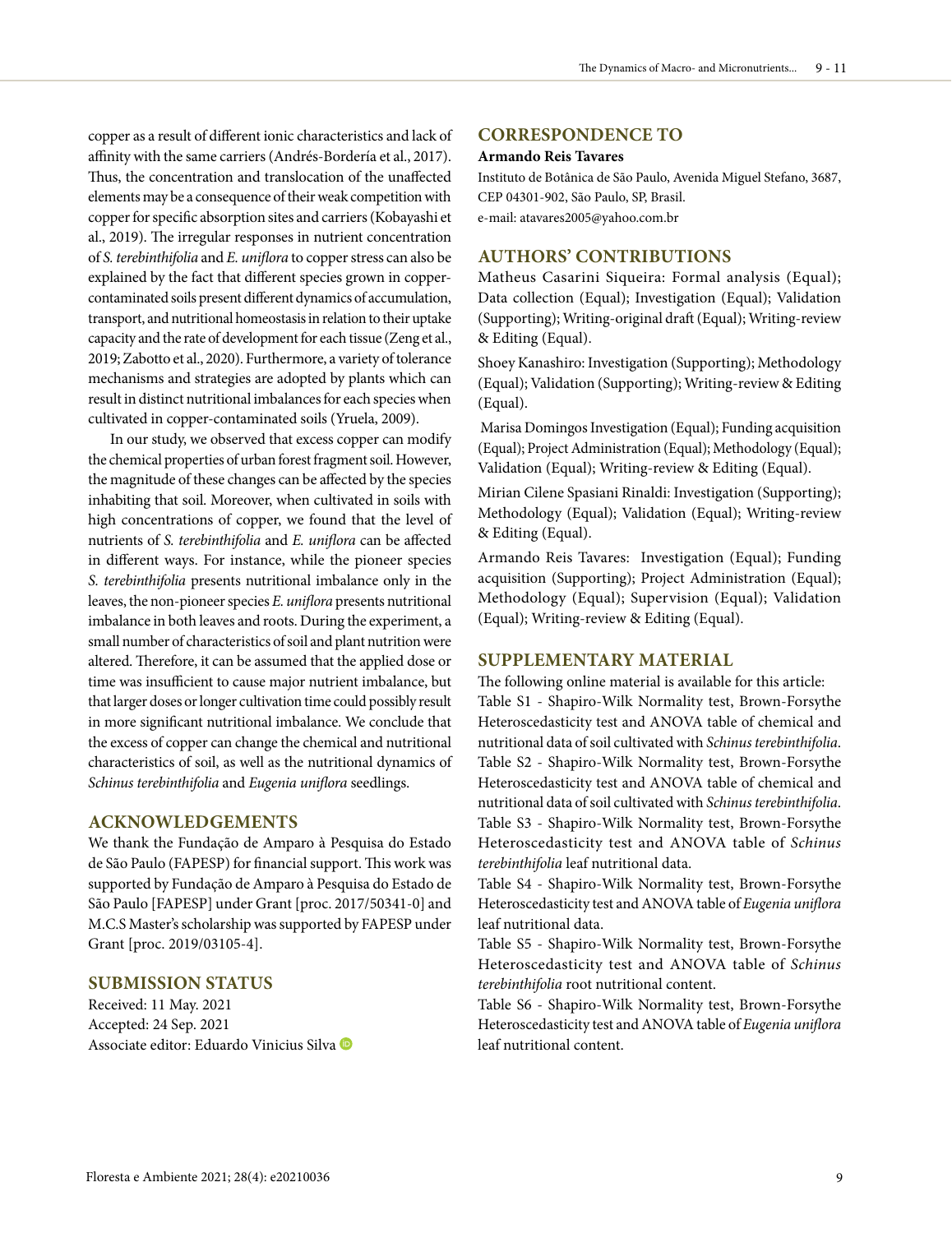copper as a result of different ionic characteristics and lack of affinity with the same carriers (Andrés-Bordería et al., 2017). Thus, the concentration and translocation of the unaffected elements may be a consequence of their weak competition with copper for specific absorption sites and carriers (Kobayashi et al., 2019). The irregular responses in nutrient concentration of *S. terebinthifolia* and *E. uniflora* to copper stress can also be explained by the fact that different species grown in copper-contaminated soils present different dynamics of accumulation, transport, and nutritional homeostasis in relation to their uptake capacity and the rate of development for each tissue (Zeng et al., 2019; Zabotto et al., 2020). Furthermore, a variety of tolerance mechanisms and strategies are adopted by plants which can result in distinct nutritional imbalances for each species when cultivated in copper-contaminated soils (Yruela, 2009).

In our study, we observed that excess copper can modify the chemical properties of urban forest fragment soil. However, the magnitude of these changes can be affected by the species inhabiting that soil. Moreover, when cultivated in soils with high concentrations of copper, we found that the level of nutrients of *S. terebinthifolia* and *E. uniflora* can be affected in different ways. For instance, while the pioneer species *S. terebinthifolia* presents nutritional imbalance only in the leaves, the non-pioneer species *E. uniflora* presents nutritional imbalance in both leaves and roots. During the experiment, a small number of characteristics of soil and plant nutrition were altered. Therefore, it can be assumed that the applied dose or time was insufficient to cause major nutrient imbalance, but that larger doses or longer cultivation time could possibly result in more significant nutritional imbalance. We conclude that the excess of copper can change the chemical and nutritional characteristics of soil, as well as the nutritional dynamics of *Schinus terebinthifolia* and *Eugenia uniflora* seedlings.

## ACKNOWLEDGEMENTS

We thank the Fundação de Amparo à Pesquisa do Estado de São Paulo (FAPESP) for financial support. This work was supported by Fundação de Amparo à Pesquisa do Estado de São Paulo [FAPESP] under Grant [proc. 2017/50341-0] and M.C.S Master's scholarship was supported by FAPESP under Grant [proc. 2019/03105-4].

## SUBMISSION STATUS

Received: 11 May. 2021
Accepted: 24 Sep. 2021
Associate editor: Eduardo Vinicius Silva

## CORRESPONDENCE TO

**Armando Reis Tavares**

Instituto de Botânica de São Paulo, Avenida Miguel Stefano, 3687, CEP 04301-902, São Paulo, SP, Brasil.
e-mail: atavares2005@yahoo.com.br

## AUTHORS' CONTRIBUTIONS

Matheus Casarini Siqueira: Formal analysis (Equal); Data collection (Equal); Investigation (Equal); Validation (Supporting); Writing-original draft (Equal); Writing-review & Editing (Equal).

Shoey Kanashiro: Investigation (Supporting); Methodology (Equal); Validation (Supporting); Writing-review & Editing (Equal).

Marisa Domingos Investigation (Equal); Funding acquisition (Equal); Project Administration (Equal); Methodology (Equal); Validation (Equal); Writing-review & Editing (Equal).

Mirian Cilene Spasiani Rinaldi: Investigation (Supporting); Methodology (Equal); Validation (Equal); Writing-review & Editing (Equal).

Armando Reis Tavares: Investigation (Equal); Funding acquisition (Supporting); Project Administration (Equal); Methodology (Equal); Supervision (Equal); Validation (Equal); Writing-review & Editing (Equal).

## SUPPLEMENTARY MATERIAL

The following online material is available for this article:

Table S1 - Shapiro-Wilk Normality test, Brown-Forsythe Heteroscedasticity test and ANOVA table of chemical and nutritional data of soil cultivated with *Schinus terebinthifolia*.

Table S2 - Shapiro-Wilk Normality test, Brown-Forsythe Heteroscedasticity test and ANOVA table of chemical and nutritional data of soil cultivated with *Schinus terebinthifolia*.

Table S3 - Shapiro-Wilk Normality test, Brown-Forsythe Heteroscedasticity test and ANOVA table of *Schinus terebinthifolia* leaf nutritional data.

Table S4 - Shapiro-Wilk Normality test, Brown-Forsythe Heteroscedasticity test and ANOVA table of *Eugenia uniflora* leaf nutritional data.

Table S5 - Shapiro-Wilk Normality test, Brown-Forsythe Heteroscedasticity test and ANOVA table of *Schinus terebinthifolia* root nutritional content.

Table S6 - Shapiro-Wilk Normality test, Brown-Forsythe Heteroscedasticity test and ANOVA table of *Eugenia uniflora* leaf nutritional content.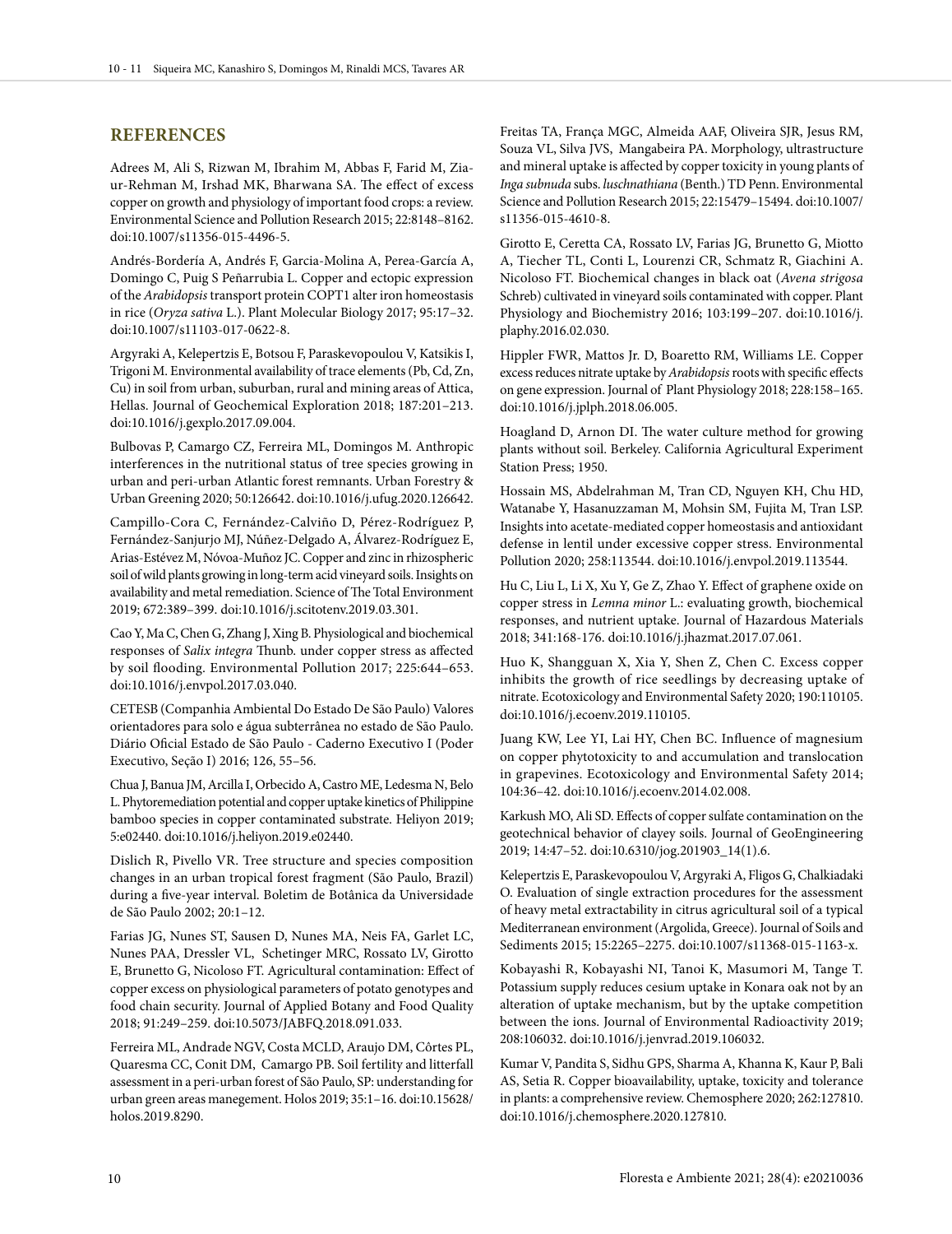## REFERENCES

Adrees M, Ali S, Rizwan M, Ibrahim M, Abbas F, Farid M, Zia-ur-Rehman M, Irshad MK, Bharwana SA. The effect of excess copper on growth and physiology of important food crops: a review. Environmental Science and Pollution Research 2015; 22:8148–8162. doi:10.1007/s11356-015-4496-5.

Andrés-Bordería A, Andrés F, Garcia-Molina A, Perea-García A, Domingo C, Puig S Peñarrubia L. Copper and ectopic expression of the *Arabidopsis* transport protein COPT1 alter iron homeostasis in rice (*Oryza sativa* L.). Plant Molecular Biology 2017; 95:17–32. doi:10.1007/s11103-017-0622-8.

Argyraki A, Kelepertzis E, Botsou F, Paraskevopoulou V, Katsikis I, Trigoni M. Environmental availability of trace elements (Pb, Cd, Zn, Cu) in soil from urban, suburban, rural and mining areas of Attica, Hellas. Journal of Geochemical Exploration 2018; 187:201–213. doi:10.1016/j.gexplo.2017.09.004.

Bulbovas P, Camargo CZ, Ferreira ML, Domingos M. Anthropic interferences in the nutritional status of tree species growing in urban and peri-urban Atlantic forest remnants. Urban Forestry & Urban Greening 2020; 50:126642. doi:10.1016/j.ufug.2020.126642.

Campillo-Cora C, Fernández-Calviño D, Pérez-Rodríguez P, Fernández-Sanjurjo MJ, Núñez-Delgado A, Álvarez-Rodríguez E, Arias-Estévez M, Nóvoa-Muñoz JC. Copper and zinc in rhizospheric soil of wild plants growing in long-term acid vineyard soils. Insights on availability and metal remediation. Science of The Total Environment 2019; 672:389–399. doi:10.1016/j.scitotenv.2019.03.301.

Cao Y, Ma C, Chen G, Zhang J, Xing B. Physiological and biochemical responses of *Salix integra* Thunb. under copper stress as affected by soil flooding. Environmental Pollution 2017; 225:644–653. doi:10.1016/j.envpol.2017.03.040.

CETESB (Companhia Ambiental Do Estado De São Paulo) Valores orientadores para solo e água subterrânea no estado de São Paulo. Diário Oficial Estado de São Paulo - Caderno Executivo I (Poder Executivo, Seção I) 2016; 126, 55–56.

Chua J, Banua JM, Arcilla I, Orbecido A, Castro ME, Ledesma N, Belo L. Phytoremediation potential and copper uptake kinetics of Philippine bamboo species in copper contaminated substrate. Heliyon 2019; 5:e02440. doi:10.1016/j.heliyon.2019.e02440.

Dislich R, Pivello VR. Tree structure and species composition changes in an urban tropical forest fragment (São Paulo, Brazil) during a five-year interval. Boletim de Botânica da Universidade de São Paulo 2002; 20:1–12.

Farias JG, Nunes ST, Sausen D, Nunes MA, Neis FA, Garlet LC, Nunes PAA, Dressler VL, Schetinger MRC, Rossato LV, Girotto E, Brunetto G, Nicoloso FT. Agricultural contamination: Effect of copper excess on physiological parameters of potato genotypes and food chain security. Journal of Applied Botany and Food Quality 2018; 91:249–259. doi:10.5073/JABFQ.2018.091.033.

Ferreira ML, Andrade NGV, Costa MCLD, Araujo DM, Côrtes PL, Quaresma CC, Conit DM, Camargo PB. Soil fertility and litterfall assessment in a peri-urban forest of São Paulo, SP: understanding for urban green areas manegement. Holos 2019; 35:1–16. doi:10.15628/holos.2019.8290.

Freitas TA, França MGC, Almeida AAF, Oliveira SJR, Jesus RM, Souza VL, Silva JVS, Mangabeira PA. Morphology, ultrastructure and mineral uptake is affected by copper toxicity in young plants of *Inga subnuda* subs. *luschnathiana* (Benth.) TD Penn. Environmental Science and Pollution Research 2015; 22:15479–15494. doi:10.1007/s11356-015-4610-8.

Girotto E, Ceretta CA, Rossato LV, Farias JG, Brunetto G, Miotto A, Tiecher TL, Conti L, Lourenzi CR, Schmatz R, Giachini A. Nicoloso FT. Biochemical changes in black oat (*Avena strigosa* Schreb) cultivated in vineyard soils contaminated with copper. Plant Physiology and Biochemistry 2016; 103:199–207. doi:10.1016/j.plaphy.2016.02.030.

Hippler FWR, Mattos Jr. D, Boaretto RM, Williams LE. Copper excess reduces nitrate uptake by *Arabidopsis* roots with specific effects on gene expression. Journal of Plant Physiology 2018; 228:158–165. doi:10.1016/j.jplph.2018.06.005.

Hoagland D, Arnon DI. The water culture method for growing plants without soil. Berkeley. California Agricultural Experiment Station Press; 1950.

Hossain MS, Abdelrahman M, Tran CD, Nguyen KH, Chu HD, Watanabe Y, Hasanuzzaman M, Mohsin SM, Fujita M, Tran LSP. Insights into acetate-mediated copper homeostasis and antioxidant defense in lentil under excessive copper stress. Environmental Pollution 2020; 258:113544. doi:10.1016/j.envpol.2019.113544.

Hu C, Liu L, Li X, Xu Y, Ge Z, Zhao Y. Effect of graphene oxide on copper stress in *Lemna minor* L.: evaluating growth, biochemical responses, and nutrient uptake. Journal of Hazardous Materials 2018; 341:168-176. doi:10.1016/j.jhazmat.2017.07.061.

Huo K, Shangguan X, Xia Y, Shen Z, Chen C. Excess copper inhibits the growth of rice seedlings by decreasing uptake of nitrate. Ecotoxicology and Environmental Safety 2020; 190:110105. doi:10.1016/j.ecoenv.2019.110105.

Juang KW, Lee YI, Lai HY, Chen BC. Influence of magnesium on copper phytotoxicity to and accumulation and translocation in grapevines. Ecotoxicology and Environmental Safety 2014; 104:36–42. doi:10.1016/j.ecoenv.2014.02.008.

Karkush MO, Ali SD. Effects of copper sulfate contamination on the geotechnical behavior of clayey soils. Journal of GeoEngineering 2019; 14:47–52. doi:10.6310/jog.201903_14(1).6.

Kelepertzis E, Paraskevopoulou V, Argyraki A, Fligos G, Chalkiadaki O. Evaluation of single extraction procedures for the assessment of heavy metal extractability in citrus agricultural soil of a typical Mediterranean environment (Argolida, Greece). Journal of Soils and Sediments 2015; 15:2265–2275. doi:10.1007/s11368-015-1163-x.

Kobayashi R, Kobayashi NI, Tanoi K, Masumori M, Tange T. Potassium supply reduces cesium uptake in Konara oak not by an alteration of uptake mechanism, but by the uptake competition between the ions. Journal of Environmental Radioactivity 2019; 208:106032. doi:10.1016/j.jenvrad.2019.106032.

Kumar V, Pandita S, Sidhu GPS, Sharma A, Khanna K, Kaur P, Bali AS, Setia R. Copper bioavailability, uptake, toxicity and tolerance in plants: a comprehensive review. Chemosphere 2020; 262:127810. doi:10.1016/j.chemosphere.2020.127810.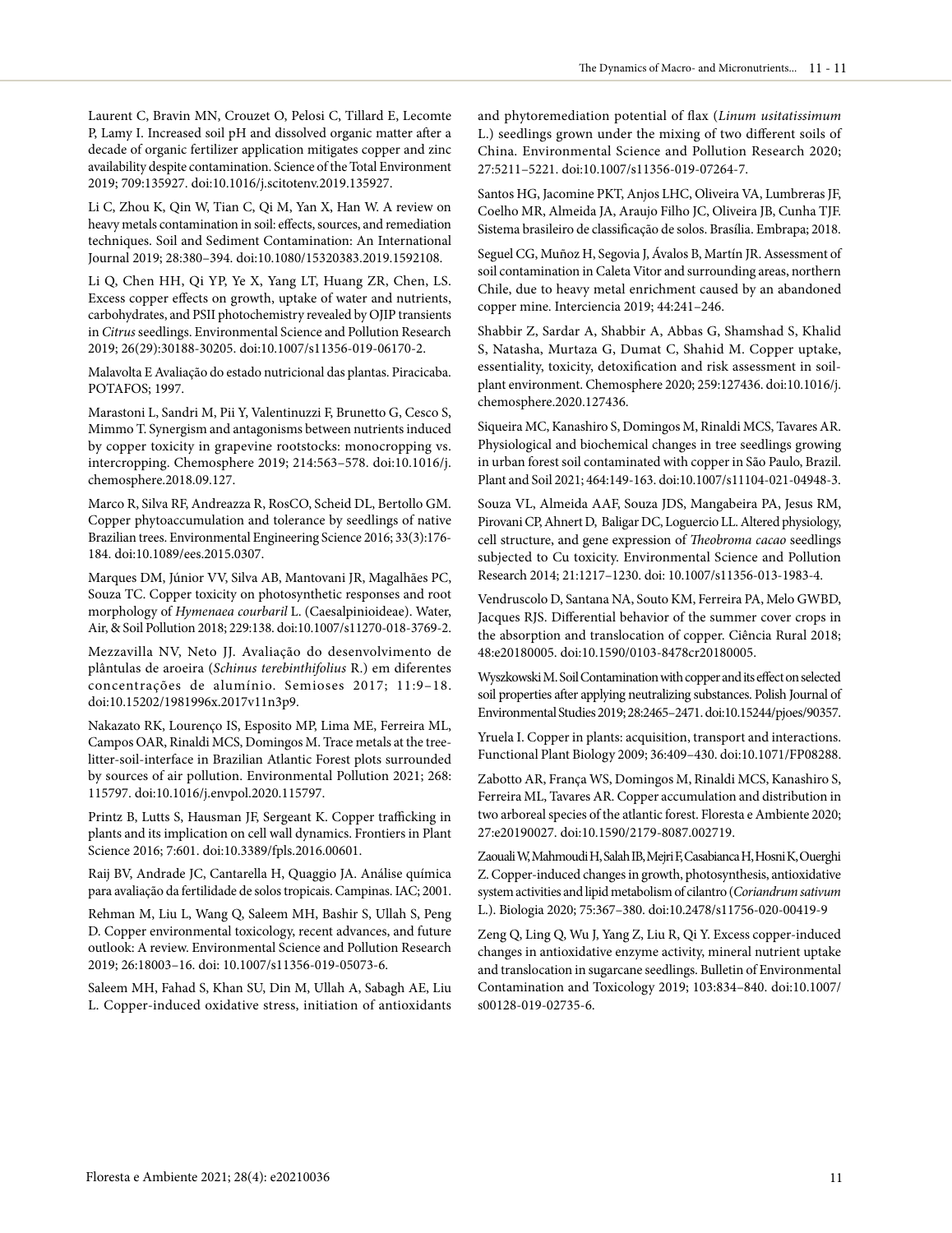Laurent C, Bravin MN, Crouzet O, Pelosi C, Tillard E, Lecomte P, Lamy I. Increased soil pH and dissolved organic matter after a decade of organic fertilizer application mitigates copper and zinc availability despite contamination. Science of the Total Environment 2019; 709:135927. doi:10.1016/j.scitotenv.2019.135927.

Li C, Zhou K, Qin W, Tian C, Qi M, Yan X, Han W. A review on heavy metals contamination in soil: effects, sources, and remediation techniques. Soil and Sediment Contamination: An International Journal 2019; 28:380–394. doi:10.1080/15320383.2019.1592108.

Li Q, Chen HH, Qi YP, Ye X, Yang LT, Huang ZR, Chen, LS. Excess copper effects on growth, uptake of water and nutrients, carbohydrates, and PSII photochemistry revealed by OJIP transients in *Citrus* seedlings. Environmental Science and Pollution Research 2019; 26(29):30188-30205. doi:10.1007/s11356-019-06170-2.

Malavolta E Avaliação do estado nutricional das plantas. Piracicaba. POTAFOS; 1997.

Marastoni L, Sandri M, Pii Y, Valentinuzzi F, Brunetto G, Cesco S, Mimmo T. Synergism and antagonisms between nutrients induced by copper toxicity in grapevine rootstocks: monocropping vs. intercropping. Chemosphere 2019; 214:563–578. doi:10.1016/j.chemosphere.2018.09.127.

Marco R, Silva RF, Andreazza R, RosCO, Scheid DL, Bertollo GM. Copper phytoaccumulation and tolerance by seedlings of native Brazilian trees. Environmental Engineering Science 2016; 33(3):176-184. doi:10.1089/ees.2015.0307.

Marques DM, Júnior VV, Silva AB, Mantovani JR, Magalhães PC, Souza TC. Copper toxicity on photosynthetic responses and root morphology of *Hymenaea courbaril* L. (Caesalpinioideae). Water, Air, & Soil Pollution 2018; 229:138. doi:10.1007/s11270-018-3769-2.

Mezzavilla NV, Neto JJ. Avaliação do desenvolvimento de plântulas de aroeira (*Schinus terebinthifolius* R.) em diferentes concentrações de alumínio. Semioses 2017; 11:9–18. doi:10.15202/1981996x.2017v11n3p9.

Nakazato RK, Lourenço IS, Esposito MP, Lima ME, Ferreira ML, Campos OAR, Rinaldi MCS, Domingos M. Trace metals at the tree-litter-soil-interface in Brazilian Atlantic Forest plots surrounded by sources of air pollution. Environmental Pollution 2021; 268: 115797. doi:10.1016/j.envpol.2020.115797.

Printz B, Lutts S, Hausman JF, Sergeant K. Copper trafficking in plants and its implication on cell wall dynamics. Frontiers in Plant Science 2016; 7:601. doi:10.3389/fpls.2016.00601.

Raij BV, Andrade JC, Cantarella H, Quaggio JA. Análise química para avaliação da fertilidade de solos tropicais. Campinas. IAC; 2001.

Rehman M, Liu L, Wang Q, Saleem MH, Bashir S, Ullah S, Peng D. Copper environmental toxicology, recent advances, and future outlook: A review. Environmental Science and Pollution Research 2019; 26:18003–16. doi: 10.1007/s11356-019-05073-6.

Saleem MH, Fahad S, Khan SU, Din M, Ullah A, Sabagh AE, Liu L. Copper-induced oxidative stress, initiation of antioxidants and phytoremediation potential of flax (*Linum usitatissimum* L.) seedlings grown under the mixing of two different soils of China. Environmental Science and Pollution Research 2020; 27:5211–5221. doi:10.1007/s11356-019-07264-7.

Santos HG, Jacomine PKT, Anjos LHC, Oliveira VA, Lumbreras JF, Coelho MR, Almeida JA, Araujo Filho JC, Oliveira JB, Cunha TJF. Sistema brasileiro de classificação de solos. Brasília. Embrapa; 2018.

Seguel CG, Muñoz H, Segovia J, Ávalos B, Martín JR. Assessment of soil contamination in Caleta Vitor and surrounding areas, northern Chile, due to heavy metal enrichment caused by an abandoned copper mine. Interciencia 2019; 44:241–246.

Shabbir Z, Sardar A, Shabbir A, Abbas G, Shamshad S, Khalid S, Natasha, Murtaza G, Dumat C, Shahid M. Copper uptake, essentiality, toxicity, detoxification and risk assessment in soil-plant environment. Chemosphere 2020; 259:127436. doi:10.1016/j.chemosphere.2020.127436.

Siqueira MC, Kanashiro S, Domingos M, Rinaldi MCS, Tavares AR. Physiological and biochemical changes in tree seedlings growing in urban forest soil contaminated with copper in São Paulo, Brazil. Plant and Soil 2021; 464:149-163. doi:10.1007/s11104-021-04948-3.

Souza VL, Almeida AAF, Souza JDS, Mangabeira PA, Jesus RM, Pirovani CP, Ahnert D, Baligar DC, Loguercio LL. Altered physiology, cell structure, and gene expression of *Theobroma cacao* seedlings subjected to Cu toxicity. Environmental Science and Pollution Research 2014; 21:1217–1230. doi: 10.1007/s11356-013-1983-4.

Vendruscolo D, Santana NA, Souto KM, Ferreira PA, Melo GWBD, Jacques RJS. Differential behavior of the summer cover crops in the absorption and translocation of copper. Ciência Rural 2018; 48:e20180005. doi:10.1590/0103-8478cr20180005.

Wyszkowski M. Soil Contamination with copper and its effect on selected soil properties after applying neutralizing substances. Polish Journal of Environmental Studies 2019; 28:2465–2471. doi:10.15244/pjoes/90357.

Yruela I. Copper in plants: acquisition, transport and interactions. Functional Plant Biology 2009; 36:409–430. doi:10.1071/FP08288.

Zabotto AR, França WS, Domingos M, Rinaldi MCS, Kanashiro S, Ferreira ML, Tavares AR. Copper accumulation and distribution in two arboreal species of the atlantic forest. Floresta e Ambiente 2020; 27:e20190027. doi:10.1590/2179-8087.002719.

Zaouali W, Mahmoudi H, Salah IB, Mejri F, Casabianca H, Hosni K, Ouerghi Z. Copper-induced changes in growth, photosynthesis, antioxidative system activities and lipid metabolism of cilantro (*Coriandrum sativum* L.). Biologia 2020; 75:367–380. doi:10.2478/s11756-020-00419-9

Zeng Q, Ling Q, Wu J, Yang Z, Liu R, Qi Y. Excess copper-induced changes in antioxidative enzyme activity, mineral nutrient uptake and translocation in sugarcane seedlings. Bulletin of Environmental Contamination and Toxicology 2019; 103:834–840. doi:10.1007/s00128-019-02735-6.